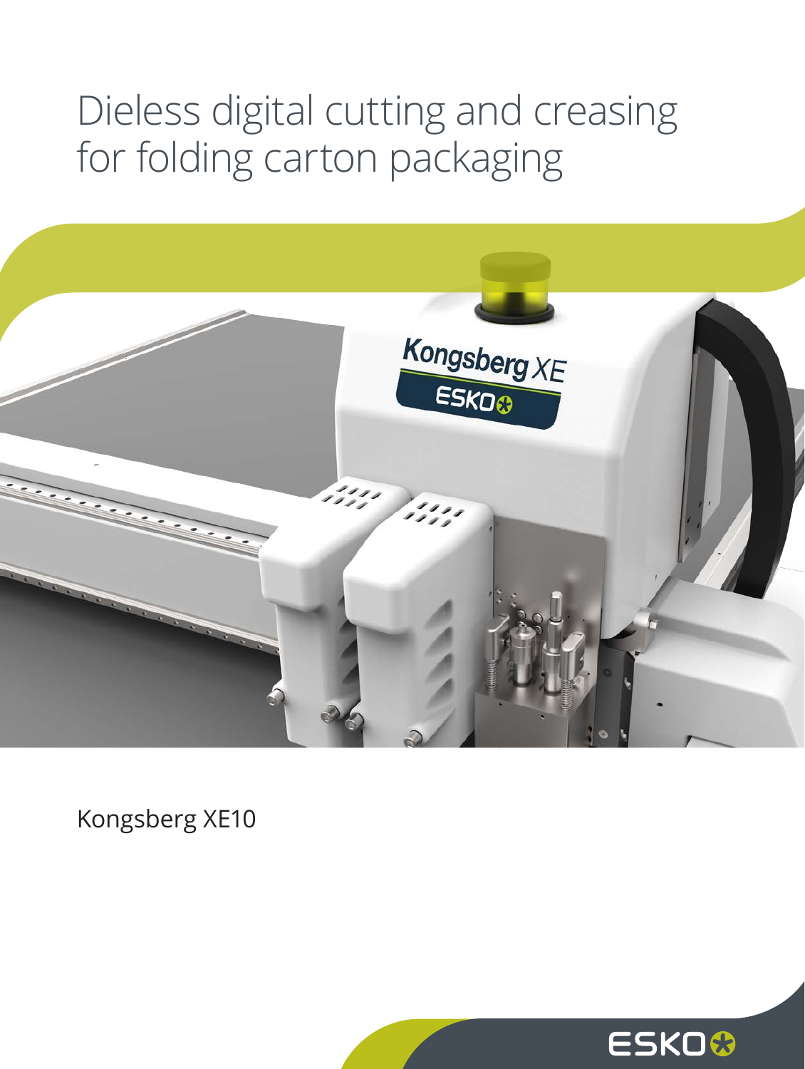# Dieless digital cutting and creasing for folding carton packaging

Kongsberg XE10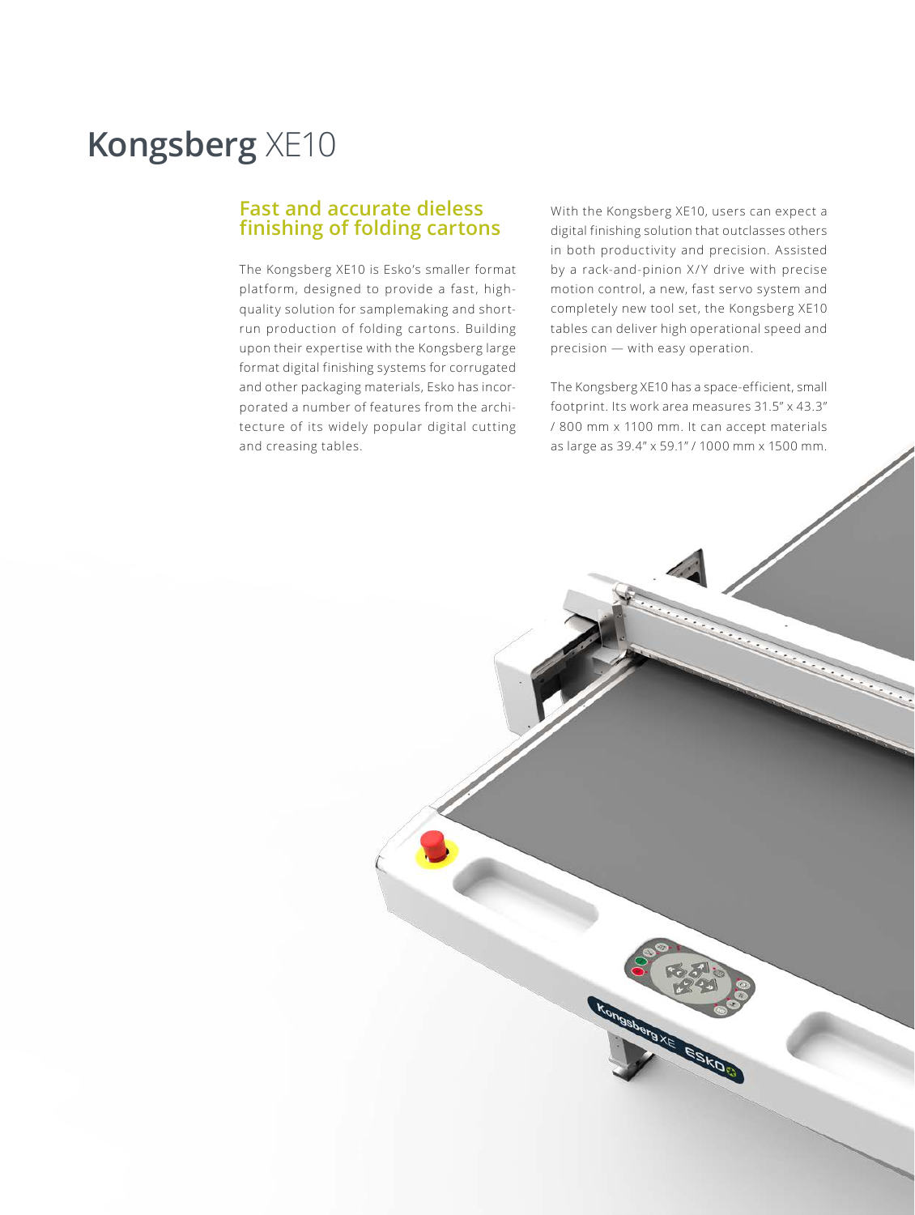# Kongsberg XE10

## Fast and accurate dieless finishing of folding cartons

The Kongsberg XE10 is Esko's smaller format platform, designed to provide a fast, high-quality solution for samplemaking and short-run production of folding cartons. Building upon their expertise with the Kongsberg large format digital finishing systems for corrugated and other packaging materials, Esko has incorporated a number of features from the architecture of its widely popular digital cutting and creasing tables.

With the Kongsberg XE10, users can expect a digital finishing solution that outclasses others in both productivity and precision. Assisted by a rack-and-pinion X/Y drive with precise motion control, a new, fast servo system and completely new tool set, the Kongsberg XE10 tables can deliver high operational speed and precision — with easy operation.

The Kongsberg XE10 has a space-efficient, small footprint. Its work area measures 31.5" x 43.3" / 800 mm x 1100 mm. It can accept materials as large as 39.4" x 59.1" / 1000 mm x 1500 mm.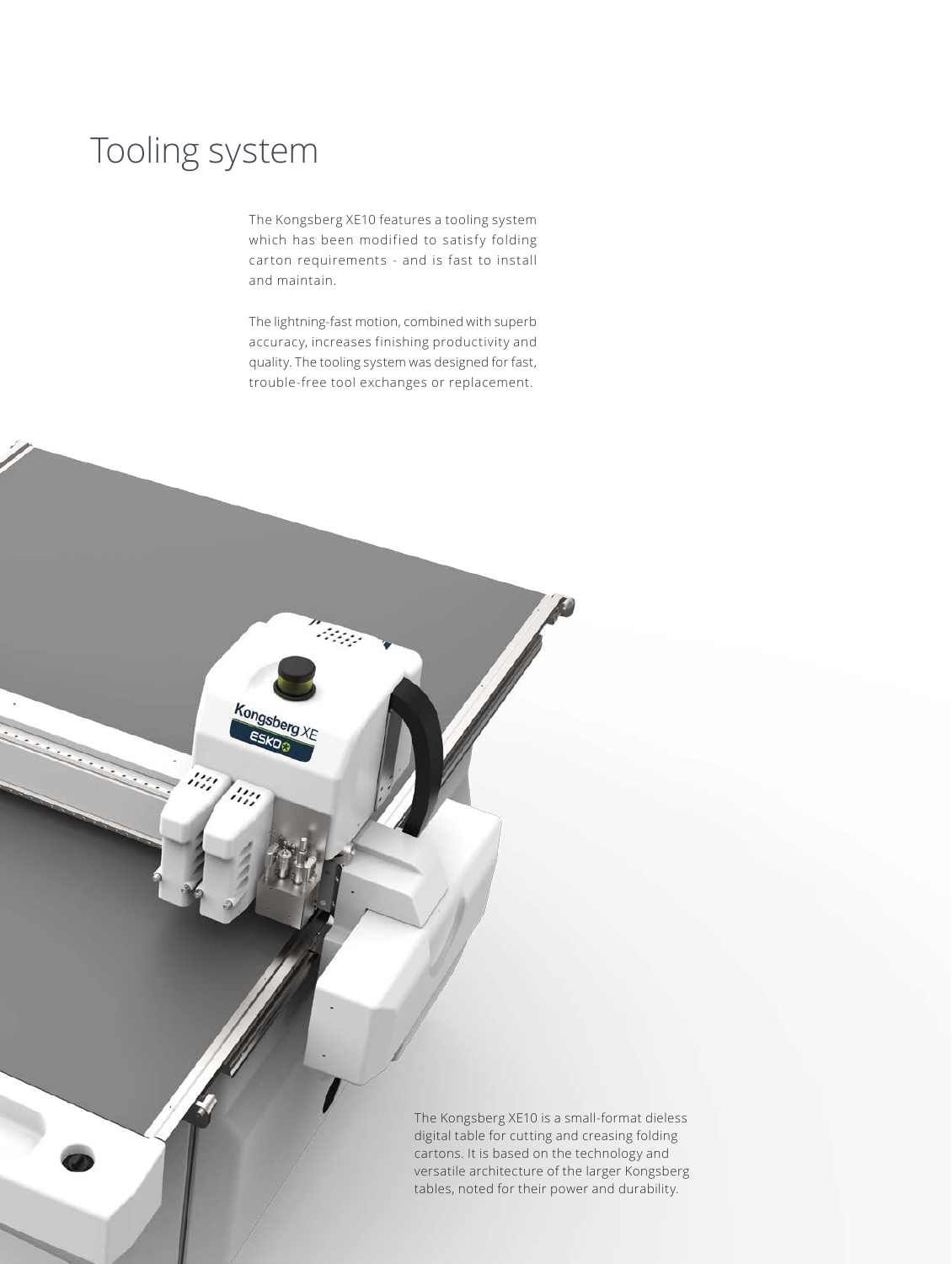# Tooling system

The Kongsberg XE10 features a tooling system which has been modified to satisfy folding carton requirements - and is fast to install and maintain.

The lightning-fast motion, combined with superb accuracy, increases finishing productivity and quality. The tooling system was designed for fast, trouble-free tool exchanges or replacement.

The Kongsberg XE10 is a small-format dieless digital table for cutting and creasing folding cartons. It is based on the technology and versatile architecture of the larger Kongsberg tables, noted for their power and durability.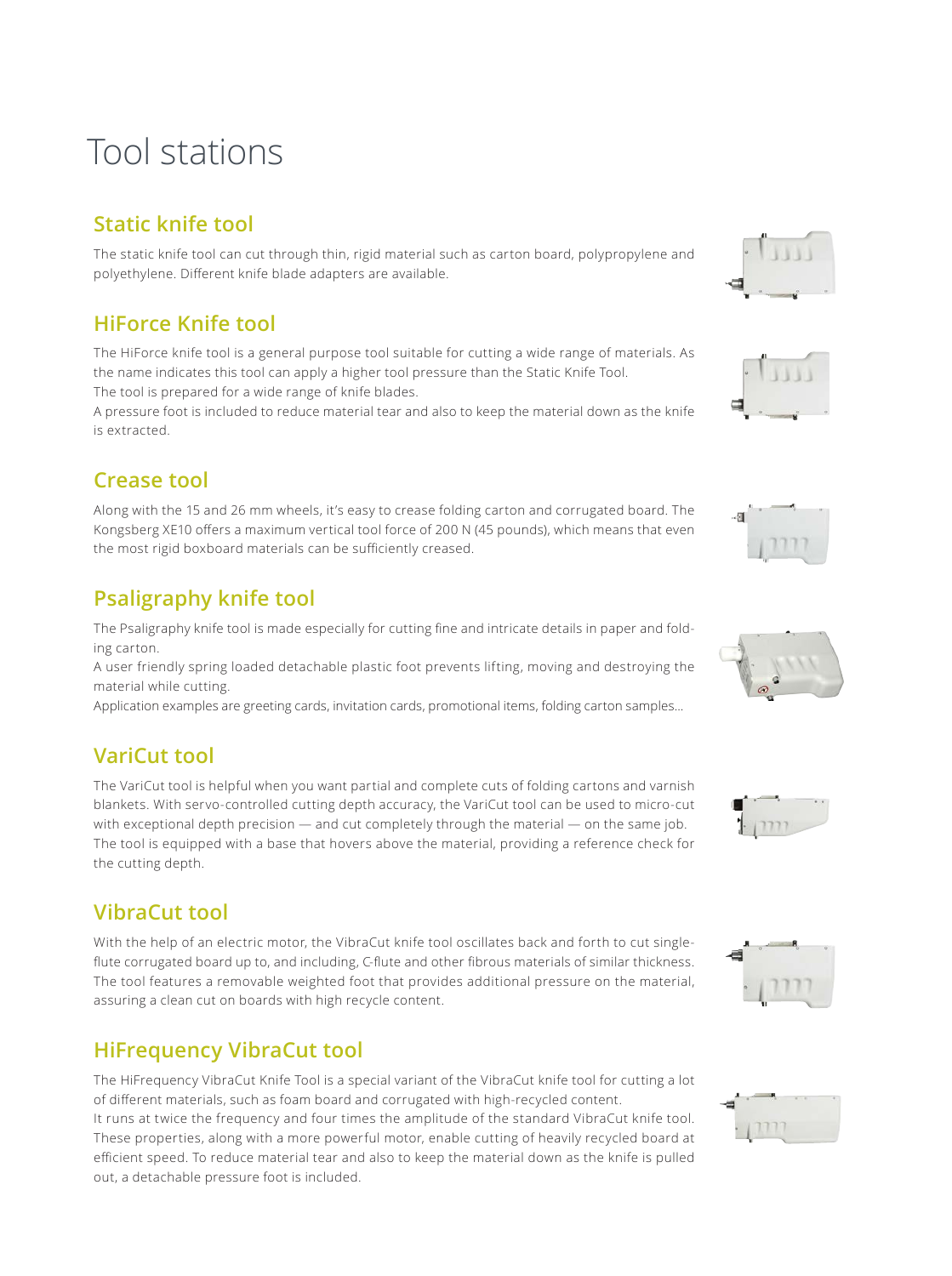# Tool stations

## Static knife tool

The static knife tool can cut through thin, rigid material such as carton board, polypropylene and polyethylene. Different knife blade adapters are available.

## HiForce Knife tool

The HiForce knife tool is a general purpose tool suitable for cutting a wide range of materials. As the name indicates this tool can apply a higher tool pressure than the Static Knife Tool.
The tool is prepared for a wide range of knife blades.
A pressure foot is included to reduce material tear and also to keep the material down as the knife is extracted.

## Crease tool

Along with the 15 and 26 mm wheels, it's easy to crease folding carton and corrugated board. The Kongsberg XE10 offers a maximum vertical tool force of 200 N (45 pounds), which means that even the most rigid boxboard materials can be sufficiently creased.

## Psaligraphy knife tool

The Psaligraphy knife tool is made especially for cutting fine and intricate details in paper and folding carton.
A user friendly spring loaded detachable plastic foot prevents lifting, moving and destroying the material while cutting.
Application examples are greeting cards, invitation cards, promotional items, folding carton samples...

## VariCut tool

The VariCut tool is helpful when you want partial and complete cuts of folding cartons and varnish blankets. With servo-controlled cutting depth accuracy, the VariCut tool can be used to micro-cut with exceptional depth precision — and cut completely through the material — on the same job.
The tool is equipped with a base that hovers above the material, providing a reference check for the cutting depth.

## VibraCut tool

With the help of an electric motor, the VibraCut knife tool oscillates back and forth to cut single-flute corrugated board up to, and including, C-flute and other fibrous materials of similar thickness. The tool features a removable weighted foot that provides additional pressure on the material, assuring a clean cut on boards with high recycle content.

## HiFrequency VibraCut tool

The HiFrequency VibraCut Knife Tool is a special variant of the VibraCut knife tool for cutting a lot of different materials, such as foam board and corrugated with high-recycled content.
It runs at twice the frequency and four times the amplitude of the standard VibraCut knife tool. These properties, along with a more powerful motor, enable cutting of heavily recycled board at efficient speed. To reduce material tear and also to keep the material down as the knife is pulled out, a detachable pressure foot is included.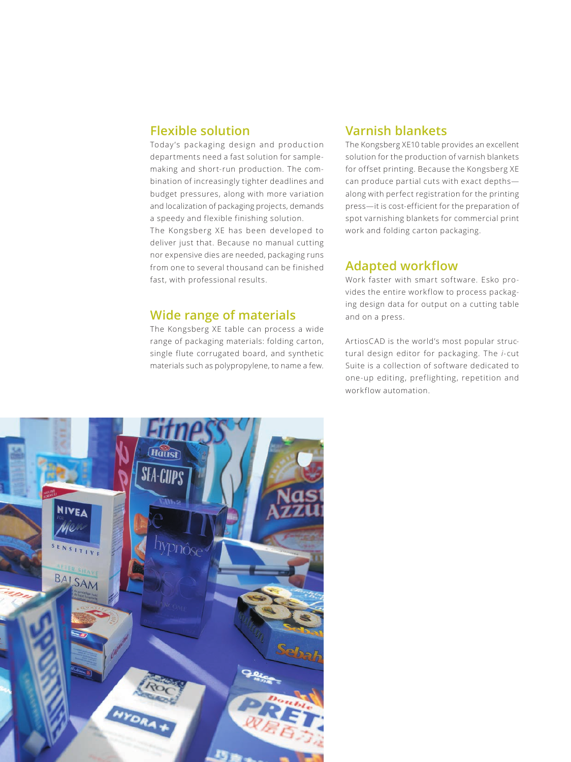## Flexible solution

Today's packaging design and production departments need a fast solution for sample-making and short-run production. The combination of increasingly tighter deadlines and budget pressures, along with more variation and localization of packaging projects, demands a speedy and flexible finishing solution.

The Kongsberg XE has been developed to deliver just that. Because no manual cutting nor expensive dies are needed, packaging runs from one to several thousand can be finished fast, with professional results.

## Wide range of materials

The Kongsberg XE table can process a wide range of packaging materials: folding carton, single flute corrugated board, and synthetic materials such as polypropylene, to name a few.

## Varnish blankets

The Kongsberg XE10 table provides an excellent solution for the production of varnish blankets for offset printing. Because the Kongsberg XE can produce partial cuts with exact depths—along with perfect registration for the printing press—it is cost-efficient for the preparation of spot varnishing blankets for commercial print work and folding carton packaging.

## Adapted workflow

Work faster with smart software. Esko provides the entire workflow to process packaging design data for output on a cutting table and on a press.

ArtiosCAD is the world's most popular structural design editor for packaging. The *i*-cut Suite is a collection of software dedicated to one-up editing, preflighting, repetition and workflow automation.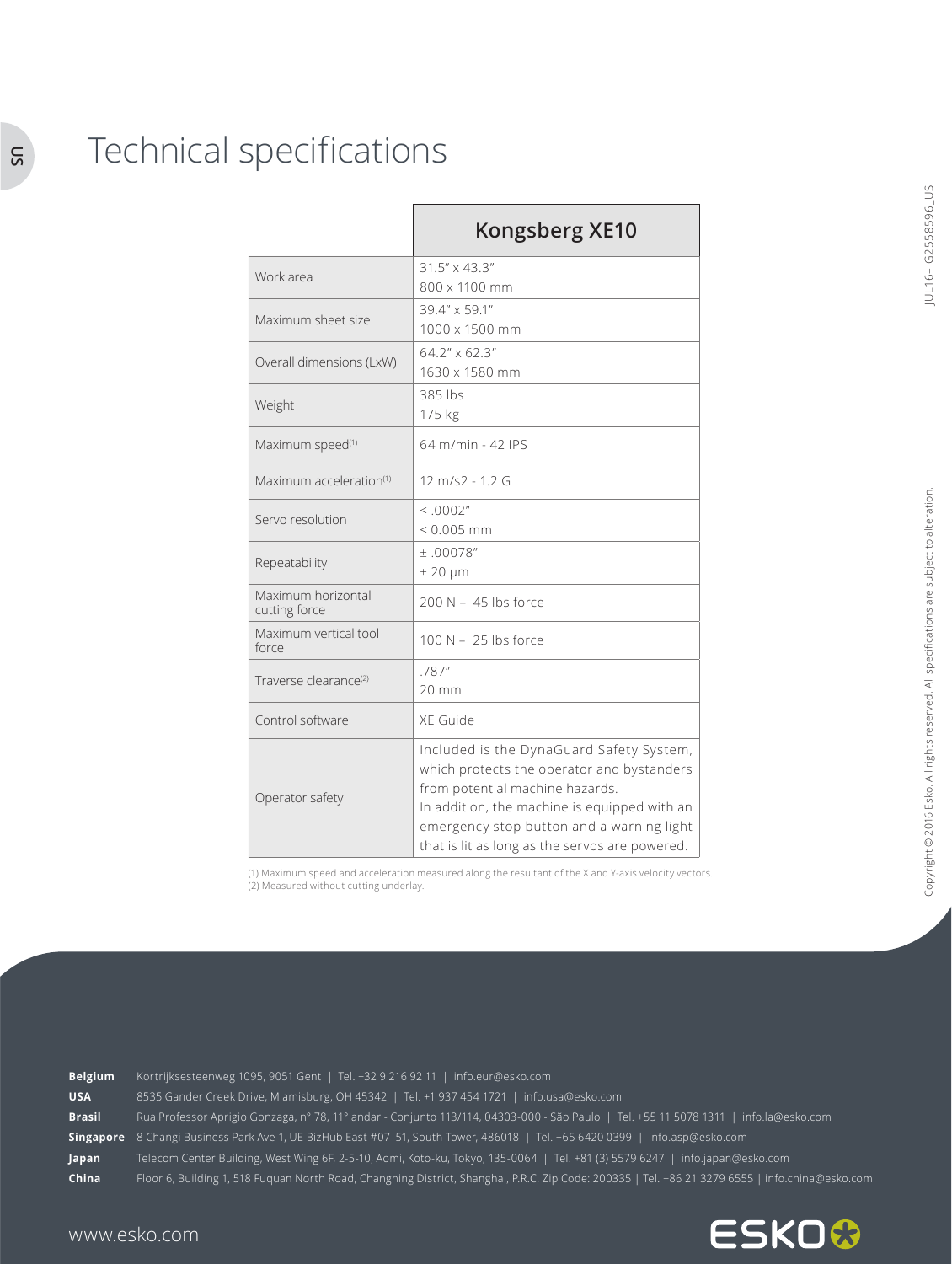# Technical specifications

| | Kongsberg XE10 |
|---|---|
| Work area | 31.5" x 43.3"<br>800 x 1100 mm |
| Maximum sheet size | 39.4" x 59.1"<br>1000 x 1500 mm |
| Overall dimensions (LxW) | 64.2" x 62.3"<br>1630 x 1580 mm |
| Weight | 385 lbs<br>175 kg |
| Maximum speed(1) | 64 m/min - 42 IPS |
| Maximum acceleration(1) | 12 m/s2 - 1.2 G |
| Servo resolution | < .0002"<br>< 0.005 mm |
| Repeatability | ± .00078"<br>± 20 µm |
| Maximum horizontal cutting force | 200 N – 45 lbs force |
| Maximum vertical tool force | 100 N – 25 lbs force |
| Traverse clearance(2) | .787"<br>20 mm |
| Control software | XE Guide |
| Operator safety | Included is the DynaGuard Safety System, which protects the operator and bystanders from potential machine hazards.<br>In addition, the machine is equipped with an emergency stop button and a warning light that is lit as long as the servos are powered. |

(1) Maximum speed and acceleration measured along the resultant of the X and Y-axis velocity vectors.
(2) Measured without cutting underlay.

JUL16– G2558596_US

Copyright © 2016 Esko. All rights reserved. All specifications are subject to alteration.

**Belgium** Kortrijksesteenweg 1095, 9051 Gent | Tel. +32 9 216 92 11 | info.eur@esko.com
**USA** 8535 Gander Creek Drive, Miamisburg, OH 45342 | Tel. +1 937 454 1721 | info.usa@esko.com
**Brasil** Rua Professor Aprigio Gonzaga, n° 78, 11° andar - Conjunto 113/114, 04303-000 - São Paulo | Tel. +55 11 5078 1311 | info.la@esko.com
**Singapore** 8 Changi Business Park Ave 1, UE BizHub East #07–51, South Tower, 486018 | Tel. +65 6420 0399 | info.asp@esko.com
**Japan** Telecom Center Building, West Wing 6F, 2-5-10, Aomi, Koto-ku, Tokyo, 135-0064 | Tel. +81 (3) 5579 6247 | info.japan@esko.com
**China** Floor 6, Building 1, 518 Fuquan North Road, Changning District, Shanghai, P.R.C, Zip Code: 200335 | Tel. +86 21 3279 6555 | info.china@esko.com

www.esko.com

ESKO